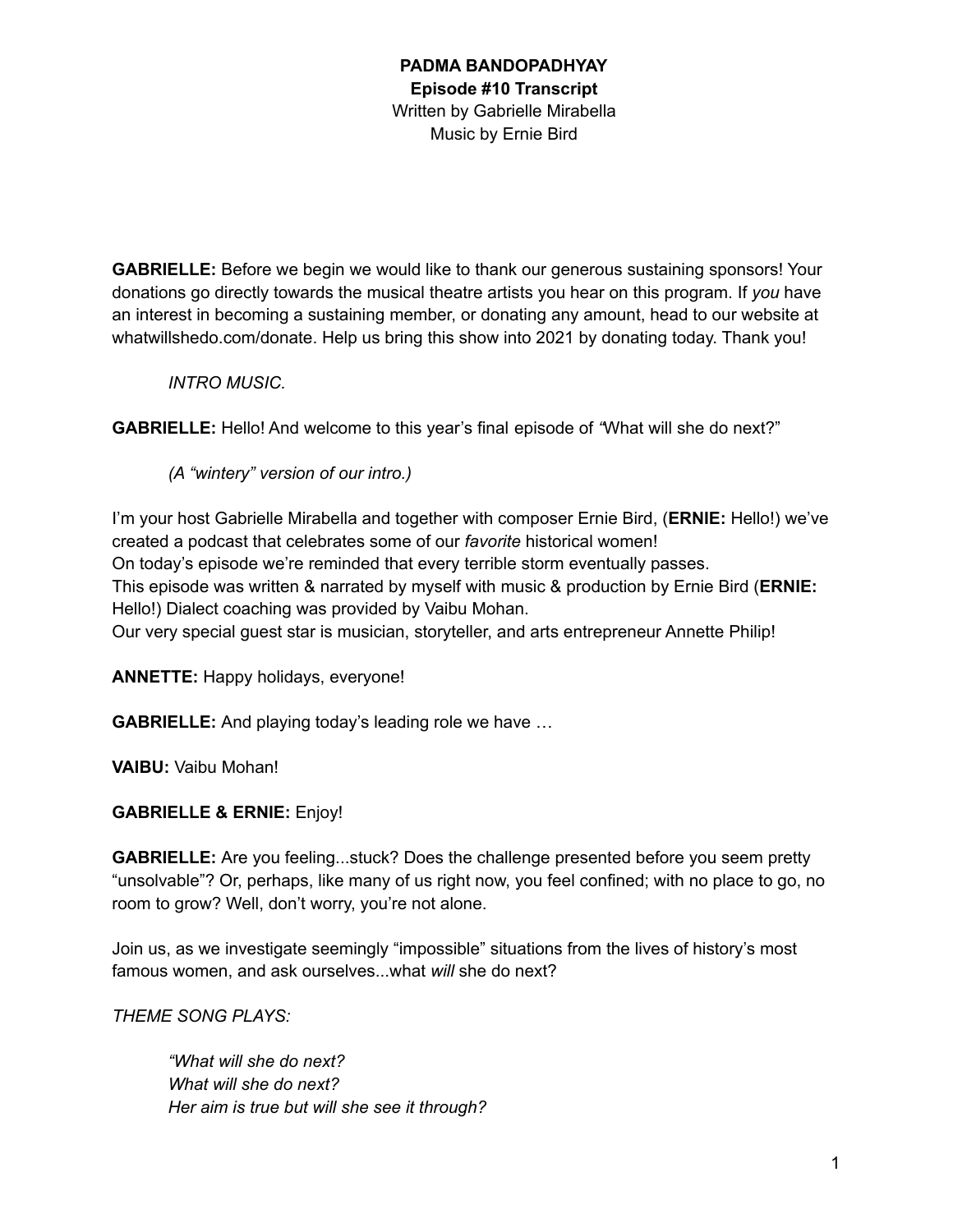**PADMA BANDOPADHYAY**
**Episode #10 Transcript**
Written by Gabrielle Mirabella
Music by Ernie Bird

**GABRIELLE:** Before we begin we would like to thank our generous sustaining sponsors! Your donations go directly towards the musical theatre artists you hear on this program. If *you* have an interest in becoming a sustaining member, or donating any amount, head to our website at whatwillshedo.com/donate. Help us bring this show into 2021 by donating today. Thank you!

*INTRO MUSIC.*

**GABRIELLE:** Hello! And welcome to this year's final episode of "What will she do next?"

*(A "wintery" version of our intro.)*

I'm your host Gabrielle Mirabella and together with composer Ernie Bird, (**ERNIE:** Hello!) we've created a podcast that celebrates some of our *favorite* historical women!
On today's episode we're reminded that every terrible storm eventually passes.
This episode was written & narrated by myself with music & production by Ernie Bird (**ERNIE:** Hello!) Dialect coaching was provided by Vaibu Mohan.
Our very special guest star is musician, storyteller, and arts entrepreneur Annette Philip!

**ANNETTE:** Happy holidays, everyone!

**GABRIELLE:** And playing today's leading role we have …

**VAIBU:** Vaibu Mohan!

**GABRIELLE & ERNIE:** Enjoy!

**GABRIELLE:** Are you feeling...stuck? Does the challenge presented before you seem pretty "unsolvable"? Or, perhaps, like many of us right now, you feel confined; with no place to go, no room to grow? Well, don't worry, you're not alone.

Join us, as we investigate seemingly "impossible" situations from the lives of history's most famous women, and ask ourselves...what *will* she do next?

*THEME SONG PLAYS:*

*"What will she do next?*
*What will she do next?*
*Her aim is true but will she see it through?*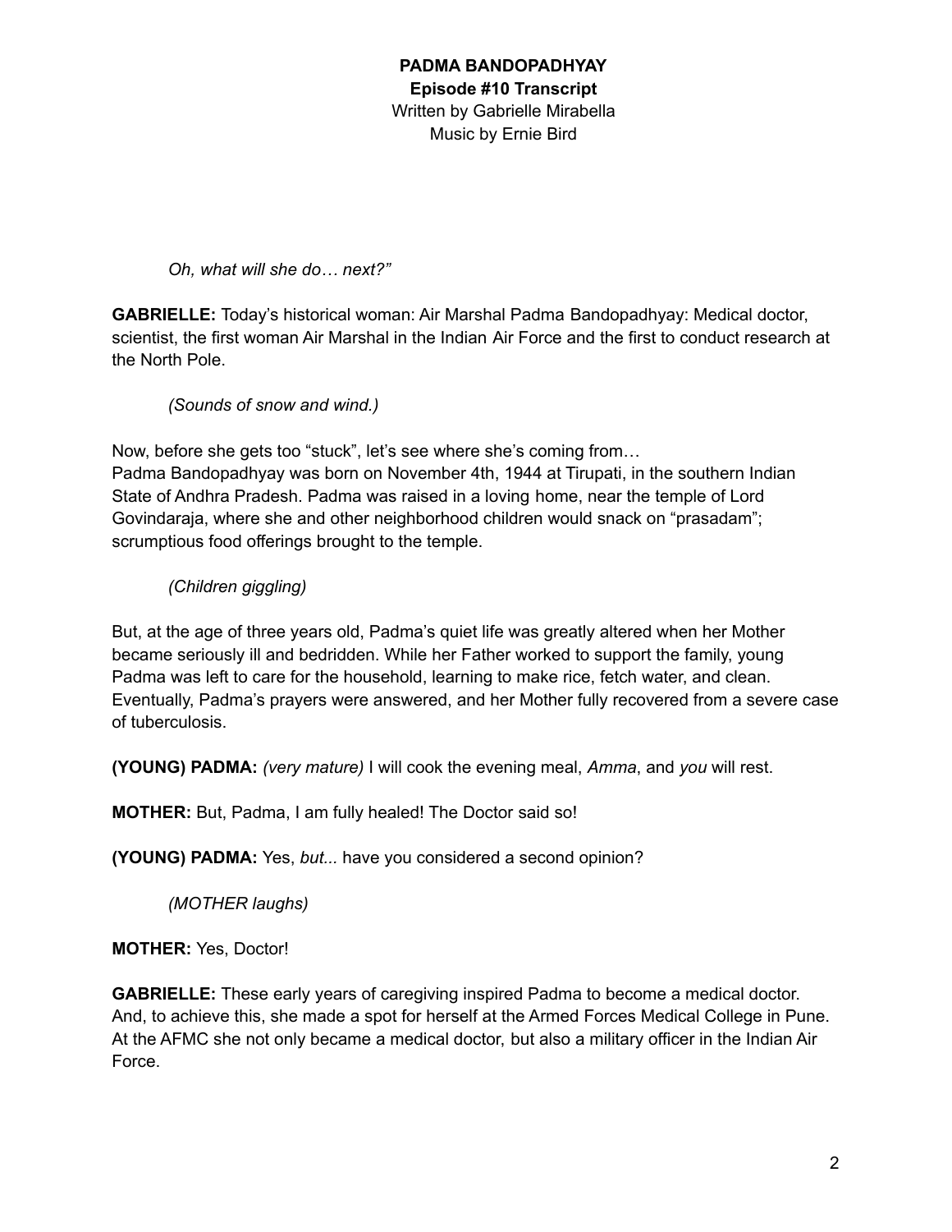**PADMA BANDOPADHYAY**
**Episode #10 Transcript**
Written by Gabrielle Mirabella
Music by Ernie Bird

*Oh, what will she do… next?"*

**GABRIELLE:** Today's historical woman: Air Marshal Padma Bandopadhyay: Medical doctor, scientist, the first woman Air Marshal in the Indian Air Force and the first to conduct research at the North Pole.

*(Sounds of snow and wind.)*

Now, before she gets too "stuck", let's see where she's coming from…
Padma Bandopadhyay was born on November 4th, 1944 at Tirupati, in the southern Indian State of Andhra Pradesh. Padma was raised in a loving home, near the temple of Lord Govindaraja, where she and other neighborhood children would snack on "prasadam"; scrumptious food offerings brought to the temple.

*(Children giggling)*

But, at the age of three years old, Padma's quiet life was greatly altered when her Mother became seriously ill and bedridden. While her Father worked to support the family, young Padma was left to care for the household, learning to make rice, fetch water, and clean. Eventually, Padma's prayers were answered, and her Mother fully recovered from a severe case of tuberculosis.

**(YOUNG) PADMA:** *(very mature)* I will cook the evening meal, *Amma*, and *you* will rest.

**MOTHER:** But, Padma, I am fully healed! The Doctor said so!

**(YOUNG) PADMA:** Yes, *but...* have you considered a second opinion?

*(MOTHER laughs)*

**MOTHER:** Yes, Doctor!

**GABRIELLE:** These early years of caregiving inspired Padma to become a medical doctor. And, to achieve this, she made a spot for herself at the Armed Forces Medical College in Pune. At the AFMC she not only became a medical doctor, but also a military officer in the Indian Air Force.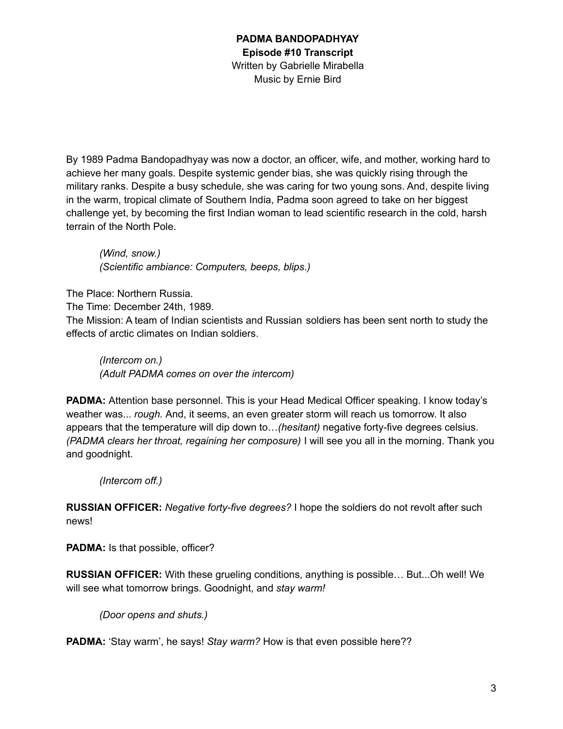**PADMA BANDOPADHYAY**
**Episode #10 Transcript**
Written by Gabrielle Mirabella
Music by Ernie Bird

By 1989 Padma Bandopadhyay was now a doctor, an officer, wife, and mother, working hard to achieve her many goals. Despite systemic gender bias, she was quickly rising through the military ranks. Despite a busy schedule, she was caring for two young sons. And, despite living in the warm, tropical climate of Southern India, Padma soon agreed to take on her biggest challenge yet, by becoming the first Indian woman to lead scientific research in the cold, harsh terrain of the North Pole.

> *(Wind, snow.)*
> *(Scientific ambiance: Computers, beeps, blips.)*

The Place: Northern Russia.
The Time: December 24th, 1989.
The Mission: A team of Indian scientists and Russian soldiers has been sent north to study the effects of arctic climates on Indian soldiers.

> *(Intercom on.)*
> *(Adult PADMA comes on over the intercom)*

**PADMA:** Attention base personnel. This is your Head Medical Officer speaking. I know today's weather was... *rough*. And, it seems, an even greater storm will reach us tomorrow. It also appears that the temperature will dip down to…*(hesitant)* negative forty-five degrees celsius. *(PADMA clears her throat, regaining her composure)* I will see you all in the morning. Thank you and goodnight.

> *(Intercom off.)*

**RUSSIAN OFFICER:** *Negative forty-five degrees?* I hope the soldiers do not revolt after such news!

**PADMA:** Is that possible, officer?

**RUSSIAN OFFICER:** With these grueling conditions, anything is possible… But...Oh well! We will see what tomorrow brings. Goodnight, and *stay warm!*

> *(Door opens and shuts.)*

**PADMA:** 'Stay warm', he says! *Stay warm?* How is that even possible here??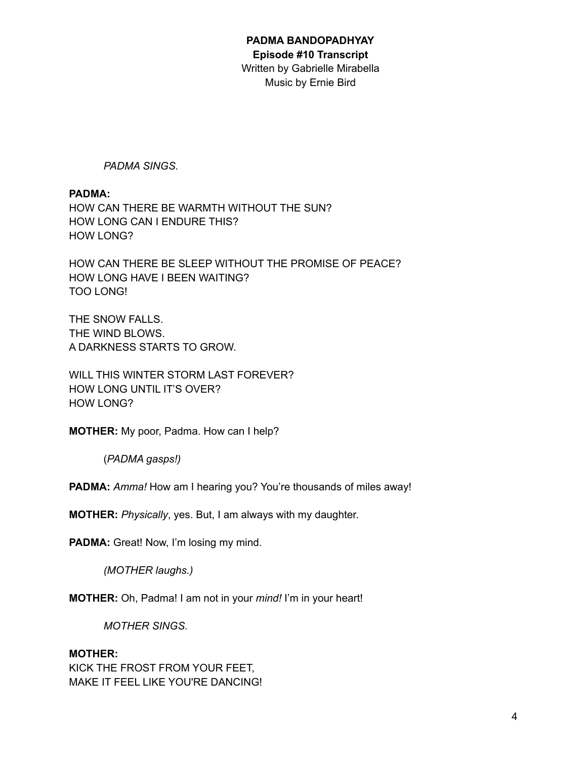**PADMA BANDOPADHYAY**
**Episode #10 Transcript**
Written by Gabrielle Mirabella
Music by Ernie Bird

*PADMA SINGS.*

**PADMA:**
HOW CAN THERE BE WARMTH WITHOUT THE SUN?
HOW LONG CAN I ENDURE THIS?
HOW LONG?

HOW CAN THERE BE SLEEP WITHOUT THE PROMISE OF PEACE?
HOW LONG HAVE I BEEN WAITING?
TOO LONG!

THE SNOW FALLS.
THE WIND BLOWS.
A DARKNESS STARTS TO GROW.

WILL THIS WINTER STORM LAST FOREVER?
HOW LONG UNTIL IT'S OVER?
HOW LONG?

**MOTHER:** My poor, Padma. How can I help?

(*PADMA gasps!)*

**PADMA:** *Amma!* How am I hearing you? You're thousands of miles away!

**MOTHER:** *Physically*, yes. But, I am always with my daughter.

**PADMA:** Great! Now, I'm losing my mind.

*(MOTHER laughs.)*

**MOTHER:** Oh, Padma! I am not in your *mind!* I'm in your heart!

*MOTHER SINGS.*

**MOTHER:**
KICK THE FROST FROM YOUR FEET,
MAKE IT FEEL LIKE YOU'RE DANCING!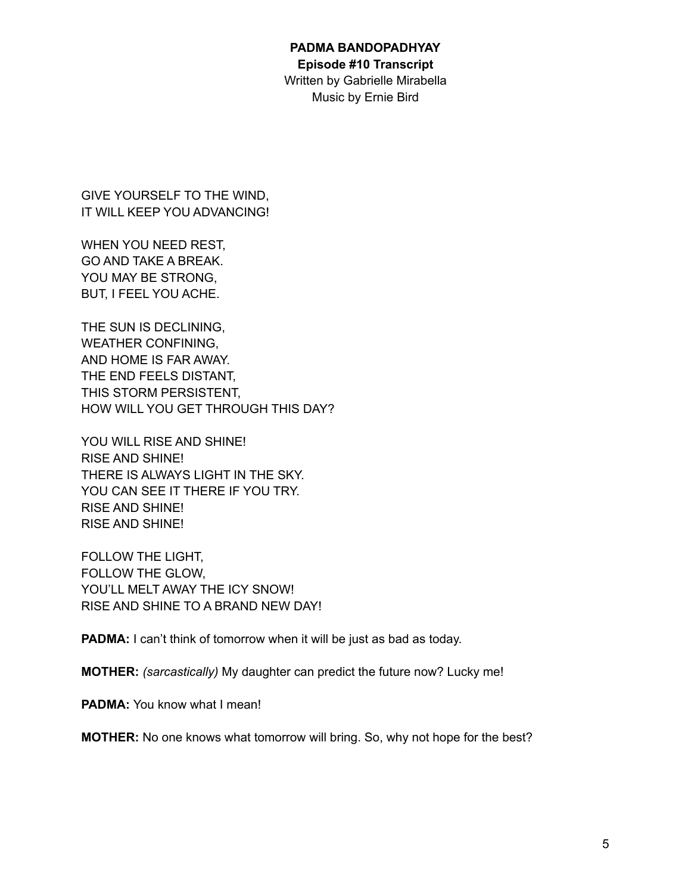GIVE YOURSELF TO THE WIND,
IT WILL KEEP YOU ADVANCING!

WHEN YOU NEED REST,
GO AND TAKE A BREAK.
YOU MAY BE STRONG,
BUT, I FEEL YOU ACHE.

THE SUN IS DECLINING,
WEATHER CONFINING,
AND HOME IS FAR AWAY.
THE END FEELS DISTANT,
THIS STORM PERSISTENT,
HOW WILL YOU GET THROUGH THIS DAY?

YOU WILL RISE AND SHINE!
RISE AND SHINE!
THERE IS ALWAYS LIGHT IN THE SKY.
YOU CAN SEE IT THERE IF YOU TRY.
RISE AND SHINE!
RISE AND SHINE!

FOLLOW THE LIGHT,
FOLLOW THE GLOW,
YOU'LL MELT AWAY THE ICY SNOW!
RISE AND SHINE TO A BRAND NEW DAY!

**PADMA:** I can't think of tomorrow when it will be just as bad as today.

**MOTHER:** *(sarcastically)* My daughter can predict the future now? Lucky me!

**PADMA:** You know what I mean!

**MOTHER:** No one knows what tomorrow will bring. So, why not hope for the best?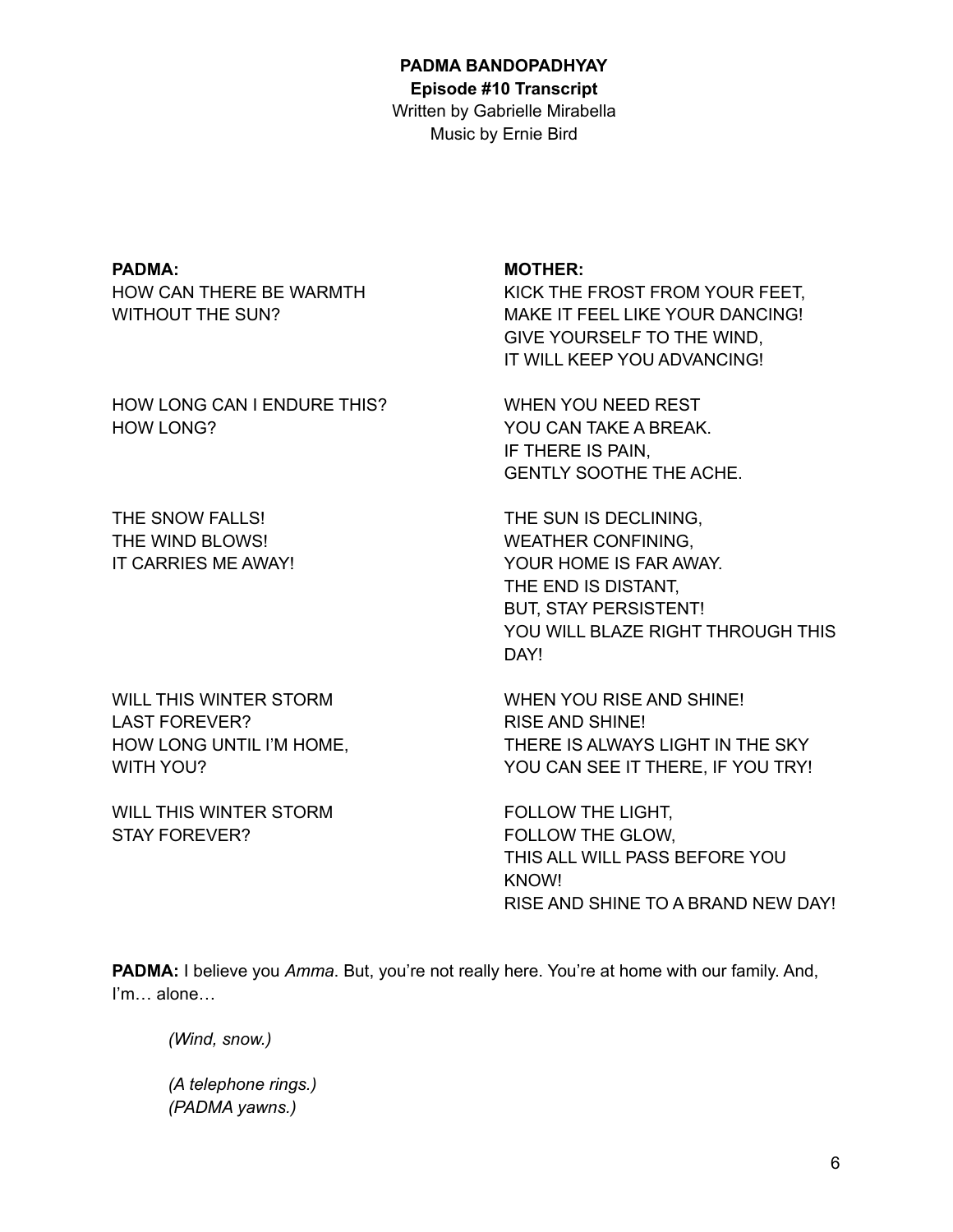**PADMA BANDOPADHYAY**
**Episode #10 Transcript**
Written by Gabrielle Mirabella
Music by Ernie Bird

| **PADMA:** | **MOTHER:** |
| --- | --- |
| HOW CAN THERE BE WARMTH<br>WITHOUT THE SUN? | KICK THE FROST FROM YOUR FEET,<br>MAKE IT FEEL LIKE YOUR DANCING!<br>GIVE YOURSELF TO THE WIND,<br>IT WILL KEEP YOU ADVANCING! |
| HOW LONG CAN I ENDURE THIS?<br>HOW LONG? | WHEN YOU NEED REST<br>YOU CAN TAKE A BREAK.<br>IF THERE IS PAIN,<br>GENTLY SOOTHE THE ACHE. |
| THE SNOW FALLS!<br>THE WIND BLOWS!<br>IT CARRIES ME AWAY! | THE SUN IS DECLINING,<br>WEATHER CONFINING,<br>YOUR HOME IS FAR AWAY.<br>THE END IS DISTANT,<br>BUT, STAY PERSISTENT!<br>YOU WILL BLAZE RIGHT THROUGH THIS DAY! |
| WILL THIS WINTER STORM<br>LAST FOREVER?<br>HOW LONG UNTIL I'M HOME,<br>WITH YOU? | WHEN YOU RISE AND SHINE!<br>RISE AND SHINE!<br>THERE IS ALWAYS LIGHT IN THE SKY<br>YOU CAN SEE IT THERE, IF YOU TRY! |
| WILL THIS WINTER STORM<br>STAY FOREVER? | FOLLOW THE LIGHT,<br>FOLLOW THE GLOW,<br>THIS ALL WILL PASS BEFORE YOU KNOW!<br>RISE AND SHINE TO A BRAND NEW DAY! |

**PADMA:** I believe you *Amma*. But, you're not really here. You're at home with our family. And, I'm… alone…

> *(Wind, snow.)*
>
> *(A telephone rings.)*
> *(PADMA yawns.)*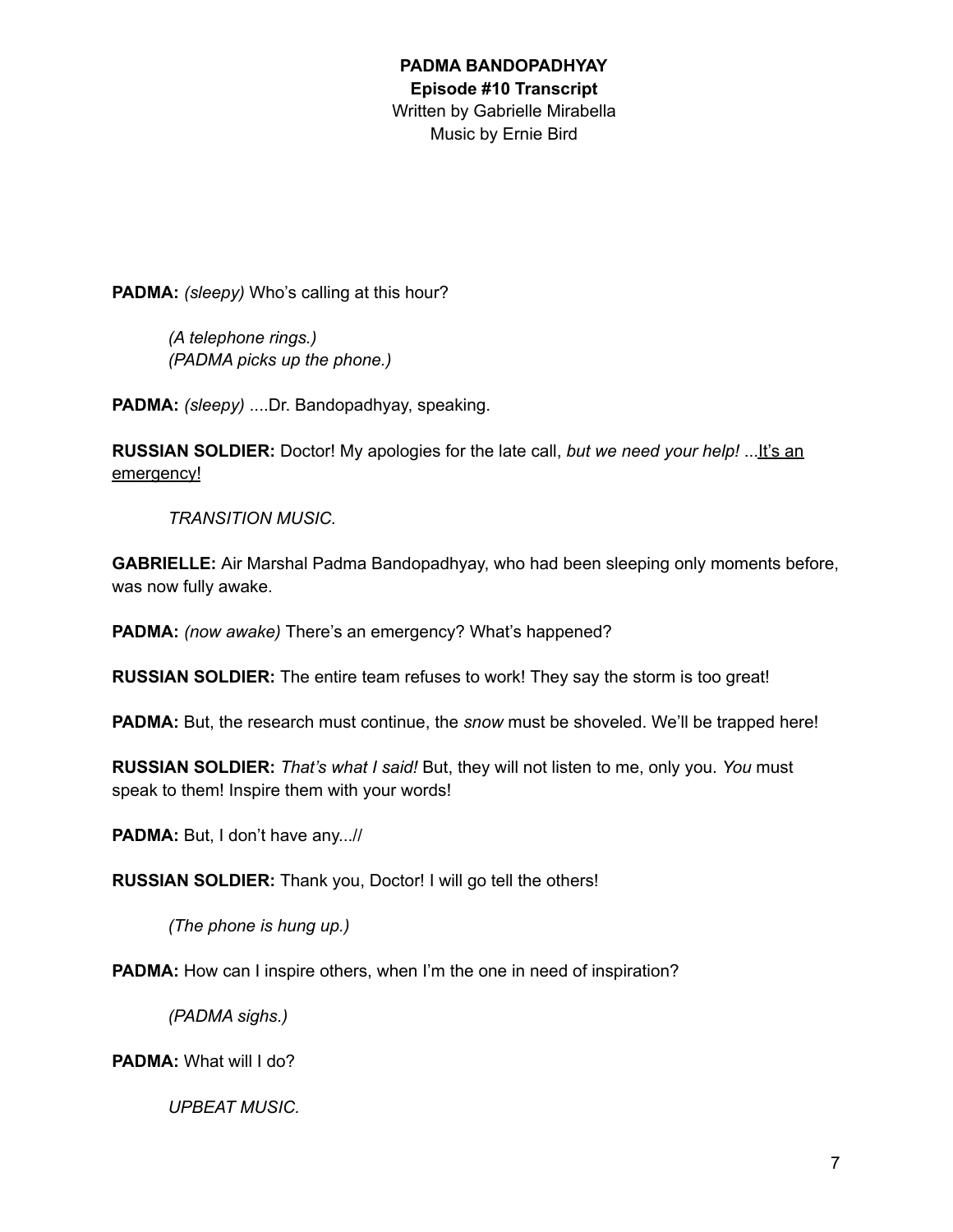**PADMA BANDOPADHYAY**
**Episode #10 Transcript**
Written by Gabrielle Mirabella
Music by Ernie Bird

**PADMA:** *(sleepy)* Who's calling at this hour?

> *(A telephone rings.)*
> *(PADMA picks up the phone.)*

**PADMA:** *(sleepy)* ....Dr. Bandopadhyay, speaking.

**RUSSIAN SOLDIER:** Doctor! My apologies for the late call, *but we need your help!* ...<u>It's an emergency</u>!

> *TRANSITION MUSIC.*

**GABRIELLE:** Air Marshal Padma Bandopadhyay, who had been sleeping only moments before, was now fully awake.

**PADMA:** *(now awake)* There's an emergency? What's happened?

**RUSSIAN SOLDIER:** The entire team refuses to work! They say the storm is too great!

**PADMA:** But, the research must continue, the *snow* must be shoveled. We'll be trapped here!

**RUSSIAN SOLDIER:** *That's what I said!* But, they will not listen to me, only you. *You* must speak to them! Inspire them with your words!

**PADMA:** But, I don't have any...//

**RUSSIAN SOLDIER:** Thank you, Doctor! I will go tell the others!

> *(The phone is hung up.)*

**PADMA:** How can I inspire others, when I'm the one in need of inspiration?

> *(PADMA sighs.)*

**PADMA:** What will I do?

> *UPBEAT MUSIC.*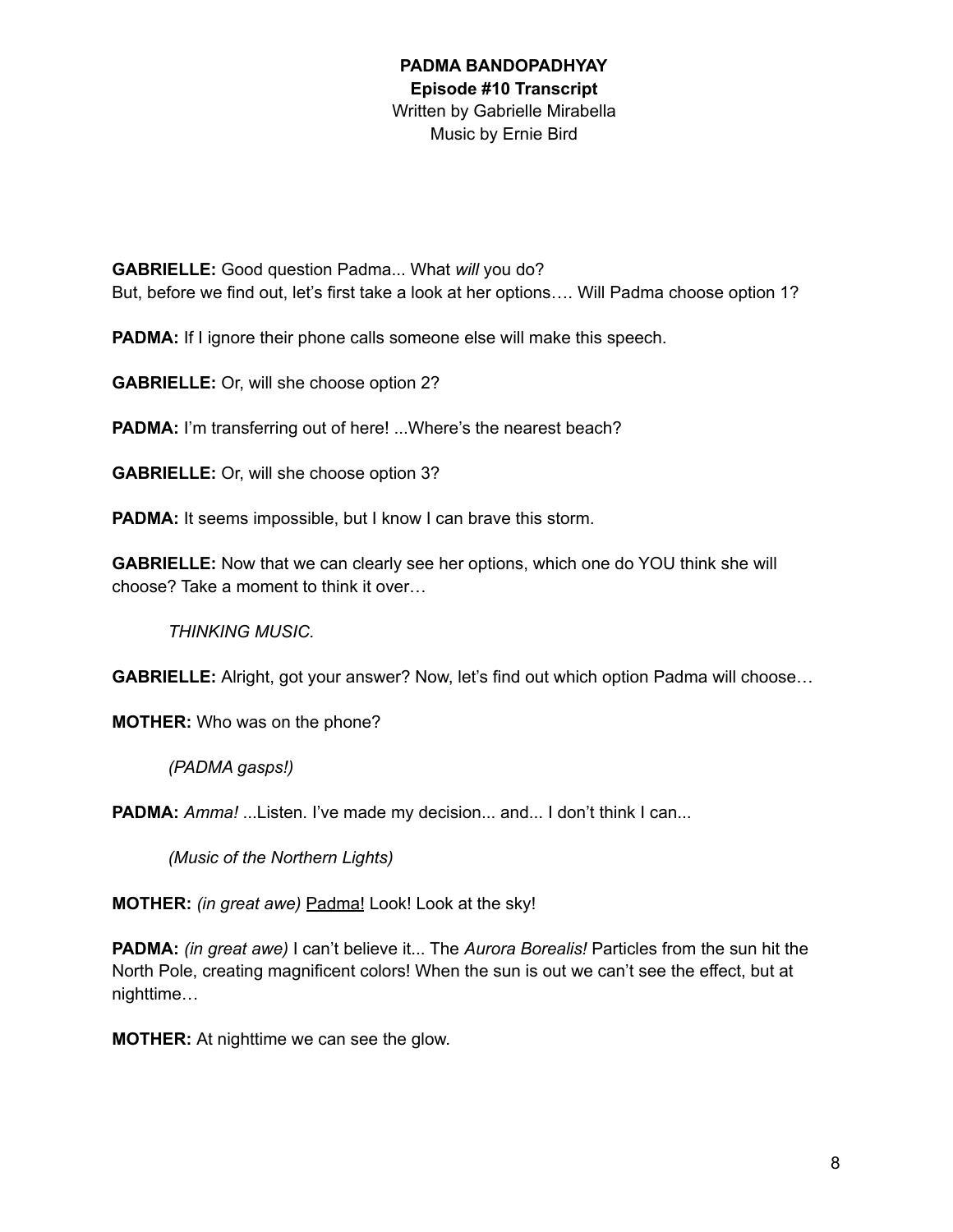**PADMA BANDOPADHYAY**
**Episode #10 Transcript**
Written by Gabrielle Mirabella
Music by Ernie Bird

**GABRIELLE:** Good question Padma... What *will* you do?
But, before we find out, let's first take a look at her options…. Will Padma choose option 1?

**PADMA:** If I ignore their phone calls someone else will make this speech.

**GABRIELLE:** Or, will she choose option 2?

**PADMA:** I'm transferring out of here! ...Where's the nearest beach?

**GABRIELLE:** Or, will she choose option 3?

**PADMA:** It seems impossible, but I know I can brave this storm.

**GABRIELLE:** Now that we can clearly see her options, which one do YOU think she will choose? Take a moment to think it over…

*THINKING MUSIC.*

**GABRIELLE:** Alright, got your answer? Now, let's find out which option Padma will choose…

**MOTHER:** Who was on the phone?

*(PADMA gasps!)*

**PADMA:** *Amma!* ...Listen. I've made my decision... and... I don't think I can...

*(Music of the Northern Lights)*

**MOTHER:** *(in great awe)* <u>Padma!</u> Look! Look at the sky!

**PADMA:** *(in great awe)* I can't believe it... The *Aurora Borealis!* Particles from the sun hit the North Pole, creating magnificent colors! When the sun is out we can't see the effect, but at nighttime…

**MOTHER:** At nighttime we can see the glow.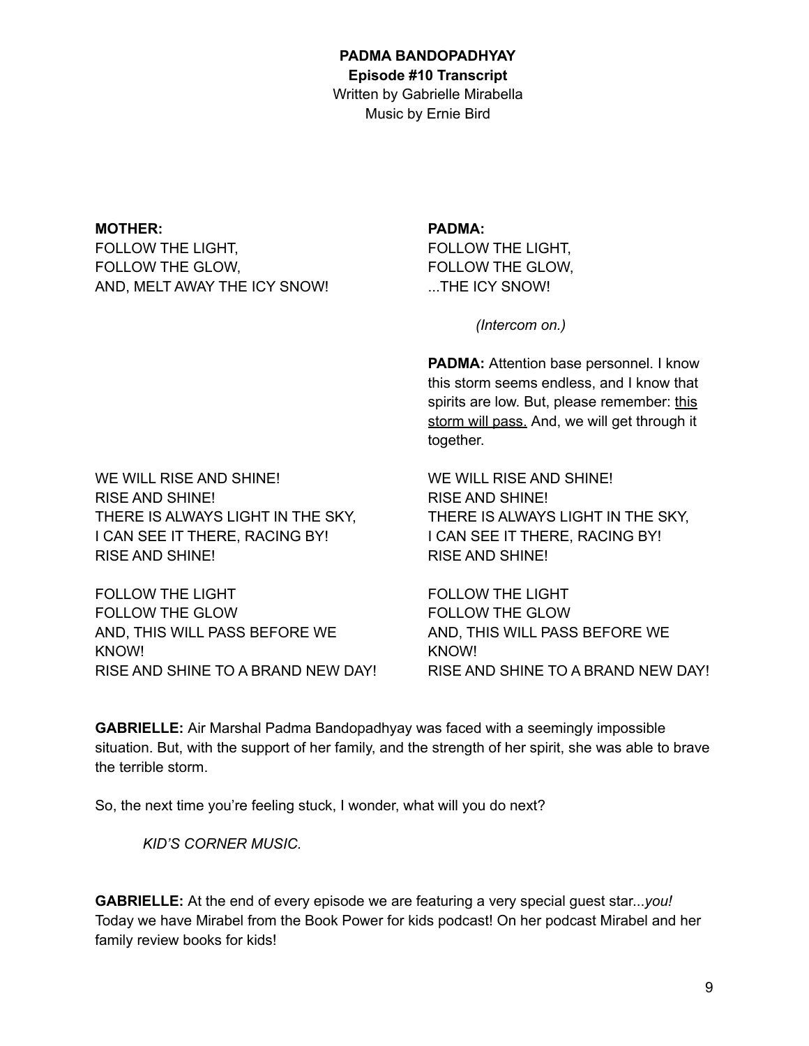**PADMA BANDOPADHYAY**
**Episode #10 Transcript**
Written by Gabrielle Mirabella
Music by Ernie Bird

**MOTHER:**
FOLLOW THE LIGHT,
FOLLOW THE GLOW,
AND, MELT AWAY THE ICY SNOW!

**PADMA:**
FOLLOW THE LIGHT,
FOLLOW THE GLOW,
...THE ICY SNOW!

*(Intercom on.)*

**PADMA:** Attention base personnel. I know this storm seems endless, and I know that spirits are low. But, please remember: <u>this storm will pass.</u> And, we will get through it together.

**MOTHER:**
WE WILL RISE AND SHINE!
RISE AND SHINE!
THERE IS ALWAYS LIGHT IN THE SKY,
I CAN SEE IT THERE, RACING BY!
RISE AND SHINE!

**PADMA:**
WE WILL RISE AND SHINE!
RISE AND SHINE!
THERE IS ALWAYS LIGHT IN THE SKY,
I CAN SEE IT THERE, RACING BY!
RISE AND SHINE!

**MOTHER:**
FOLLOW THE LIGHT
FOLLOW THE GLOW
AND, THIS WILL PASS BEFORE WE KNOW!
RISE AND SHINE TO A BRAND NEW DAY!

**PADMA:**
FOLLOW THE LIGHT
FOLLOW THE GLOW
AND, THIS WILL PASS BEFORE WE KNOW!
RISE AND SHINE TO A BRAND NEW DAY!

**GABRIELLE:** Air Marshal Padma Bandopadhyay was faced with a seemingly impossible situation. But, with the support of her family, and the strength of her spirit, she was able to brave the terrible storm.

So, the next time you're feeling stuck, I wonder, what will you do next?

*KID'S CORNER MUSIC.*

**GABRIELLE:** At the end of every episode we are featuring a very special guest star...*you!* Today we have Mirabel from the Book Power for kids podcast! On her podcast Mirabel and her family review books for kids!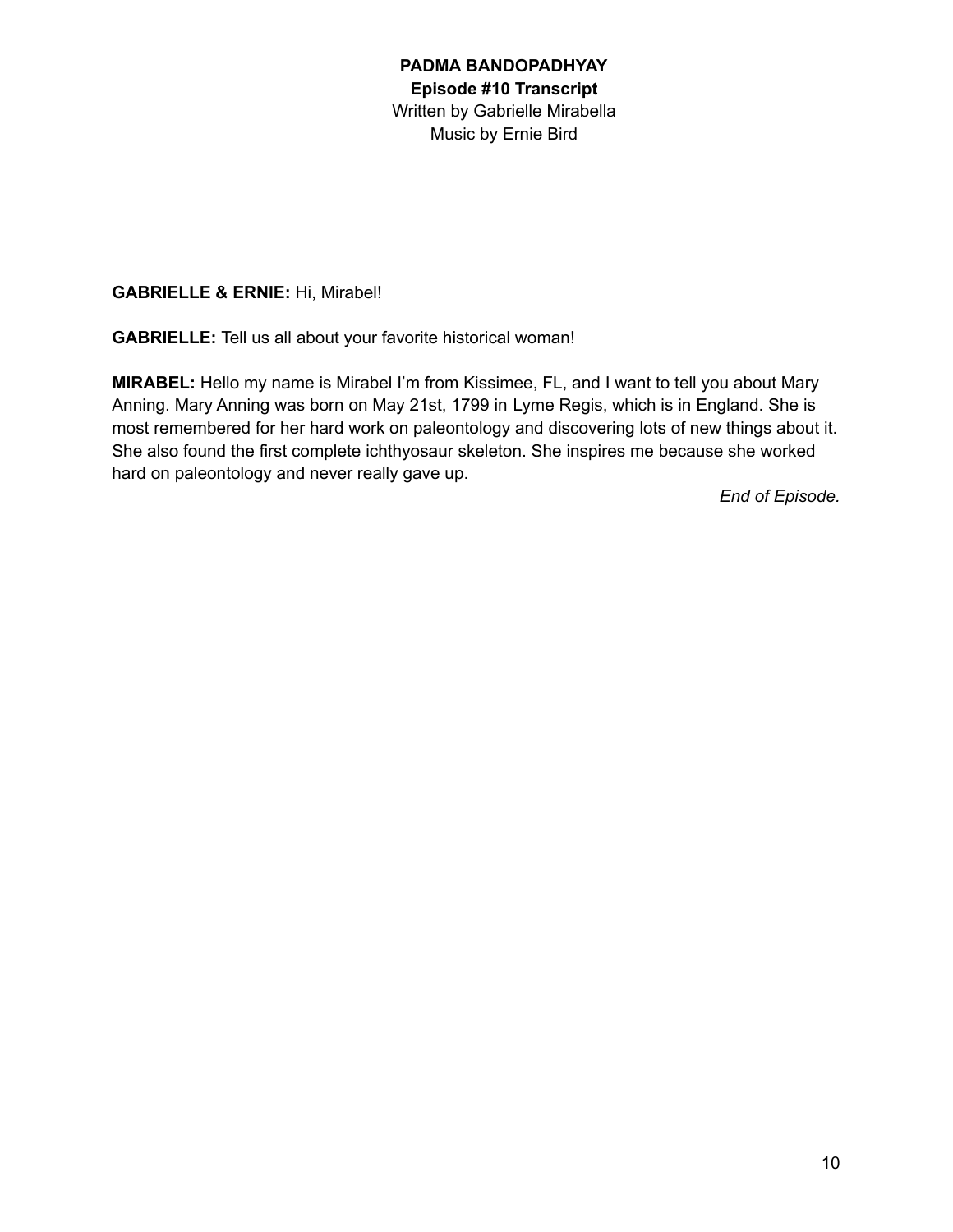**PADMA BANDOPADHYAY**

**Episode #10 Transcript**

Written by Gabrielle Mirabella

Music by Ernie Bird

**GABRIELLE & ERNIE:** Hi, Mirabel!

**GABRIELLE:** Tell us all about your favorite historical woman!

**MIRABEL:** Hello my name is Mirabel I'm from Kissimee, FL, and I want to tell you about Mary Anning. Mary Anning was born on May 21st, 1799 in Lyme Regis, which is in England. She is most remembered for her hard work on paleontology and discovering lots of new things about it. She also found the first complete ichthyosaur skeleton. She inspires me because she worked hard on paleontology and never really gave up.

*End of Episode.*